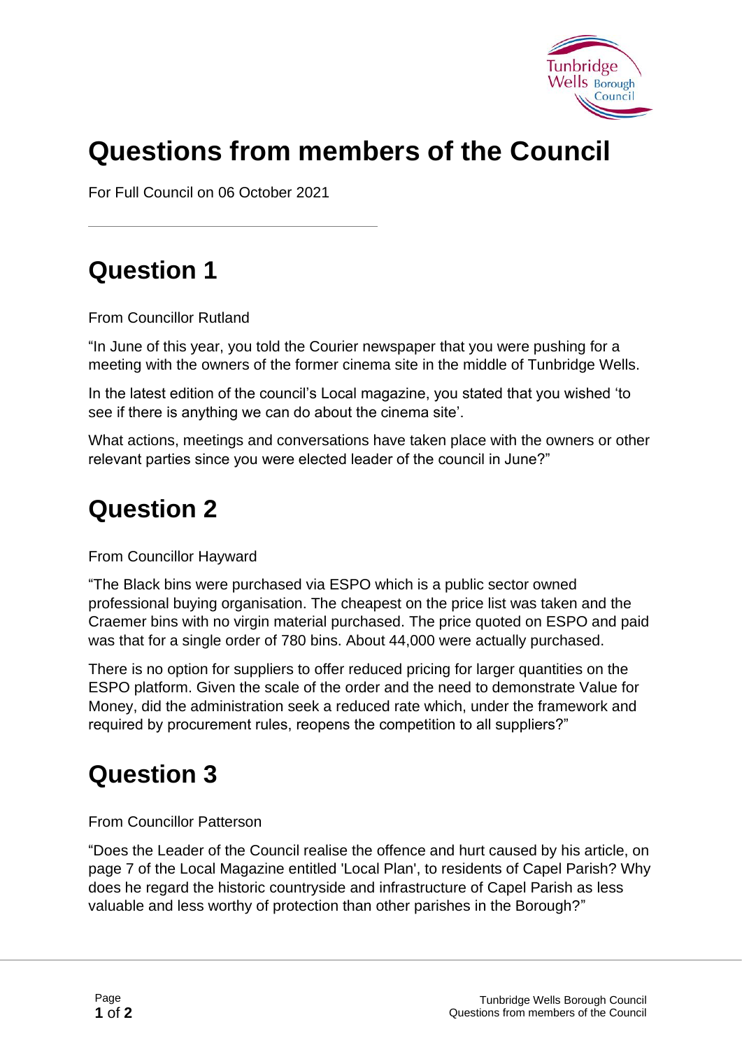# Questions from members of the Council

For Full Council on 06 October 2021

## Question 1

From Councillor Rutland

"In June of this year, you told the Courier newspaper that you were pushing for a meeting with the owners of the former cinema site in the middle of Tunbridge Wells.

In the latest edition of the council's Local magazine, you stated that you wished 'to see if there is anything we can do about the cinema site'.

What actions, meetings and conversations have taken place with the owners or other relevant parties since you were elected leader of the council in June?"

## Question 2

From Councillor Hayward

"The Black bins were purchased via ESPO which is a public sector owned professional buying organisation. The cheapest on the price list was taken and the Craemer bins with no virgin material purchased. The price quoted on ESPO and paid was that for a single order of 780 bins. About 44,000 were actually purchased.

There is no option for suppliers to offer reduced pricing for larger quantities on the ESPO platform. Given the scale of the order and the need to demonstrate Value for Money, did the administration seek a reduced rate which, under the framework and required by procurement rules, reopens the competition to all suppliers?"

## Question 3

From Councillor Patterson

"Does the Leader of the Council realise the offence and hurt caused by his article, on page 7 of the Local Magazine entitled 'Local Plan', to residents of Capel Parish? Why does he regard the historic countryside and infrastructure of Capel Parish as less valuable and less worthy of protection than other parishes in the Borough?"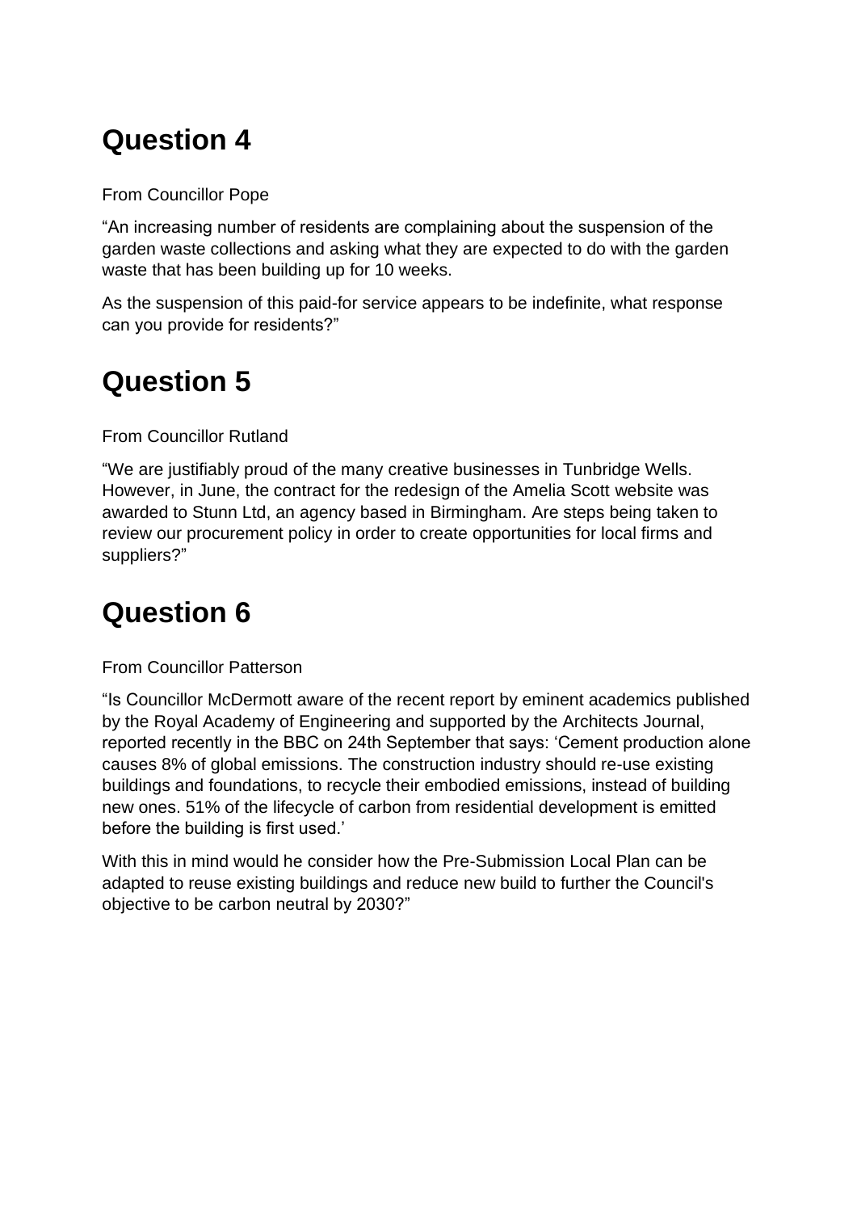# Question 4

From Councillor Pope

"An increasing number of residents are complaining about the suspension of the garden waste collections and asking what they are expected to do with the garden waste that has been building up for 10 weeks.

As the suspension of this paid-for service appears to be indefinite, what response can you provide for residents?"

# Question 5

From Councillor Rutland

"We are justifiably proud of the many creative businesses in Tunbridge Wells. However, in June, the contract for the redesign of the Amelia Scott website was awarded to Stunn Ltd, an agency based in Birmingham. Are steps being taken to review our procurement policy in order to create opportunities for local firms and suppliers?"

# Question 6

From Councillor Patterson

"Is Councillor McDermott aware of the recent report by eminent academics published by the Royal Academy of Engineering and supported by the Architects Journal, reported recently in the BBC on 24th September that says: 'Cement production alone causes 8% of global emissions. The construction industry should re-use existing buildings and foundations, to recycle their embodied emissions, instead of building new ones. 51% of the lifecycle of carbon from residential development is emitted before the building is first used.'

With this in mind would he consider how the Pre-Submission Local Plan can be adapted to reuse existing buildings and reduce new build to further the Council's objective to be carbon neutral by 2030?"